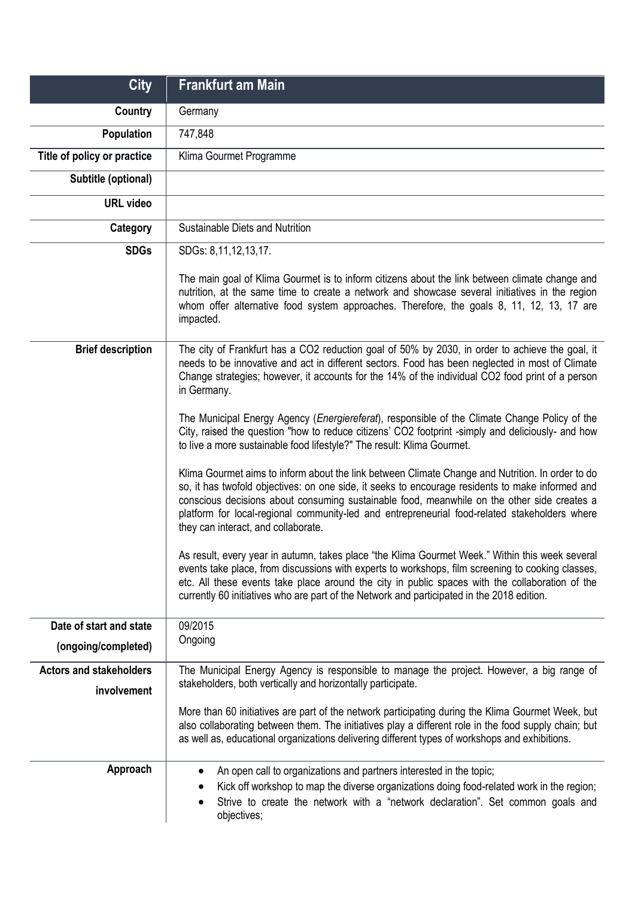| City | Frankfurt am Main |
|---|---|
| Country | Germany |
| Population | 747,848 |
| Title of policy or practice | Klima Gourmet Programme |
| Subtitle (optional) | |
| URL video | |
| Category | Sustainable Diets and Nutrition |
| SDGs | SDGs: 8,11,12,13,17.<br><br>The main goal of Klima Gourmet is to inform citizens about the link between climate change and nutrition, at the same time to create a network and showcase several initiatives in the region whom offer alternative food system approaches. Therefore, the goals 8, 11, 12, 13, 17 are impacted. |
| Brief description | The city of Frankfurt has a $CO_2$ reduction goal of 50% by 2030, in order to achieve the goal, it needs to be innovative and act in different sectors. Food has been neglected in most of Climate Change strategies; however, it accounts for the 14% of the individual $CO_2$ food print of a person in Germany.<br><br>The Municipal Energy Agency (*Energiereferat*), responsible of the Climate Change Policy of the City, raised the question "how to reduce citizens' $CO_2$ footprint -simply and deliciously- and how to live a more sustainable food lifestyle?" The result: Klima Gourmet.<br><br>Klima Gourmet aims to inform about the link between Climate Change and Nutrition. In order to do so, it has twofold objectives: on one side, it seeks to encourage residents to make informed and conscious decisions about consuming sustainable food, meanwhile on the other side creates a platform for local-regional community-led and entrepreneurial food-related stakeholders where they can interact, and collaborate.<br><br>As result, every year in autumn, takes place "the Klima Gourmet Week." Within this week several events take place, from discussions with experts to workshops, film screening to cooking classes, etc. All these events take place around the city in public spaces with the collaboration of the currently 60 initiatives who are part of the Network and participated in the 2018 edition. |
| Date of start and state (ongoing/completed) | 09/2015<br>Ongoing |
| Actors and stakeholders involvement | The Municipal Energy Agency is responsible to manage the project. However, a big range of stakeholders, both vertically and horizontally participate.<br><br>More than 60 initiatives are part of the network participating during the Klima Gourmet Week, but also collaborating between them. The initiatives play a different role in the food supply chain; but as well as, educational organizations delivering different types of workshops and exhibitions. |
| Approach | • An open call to organizations and partners interested in the topic;<br>• Kick off workshop to map the diverse organizations doing food-related work in the region;<br>• Strive to create the network with a "network declaration". Set common goals and objectives; |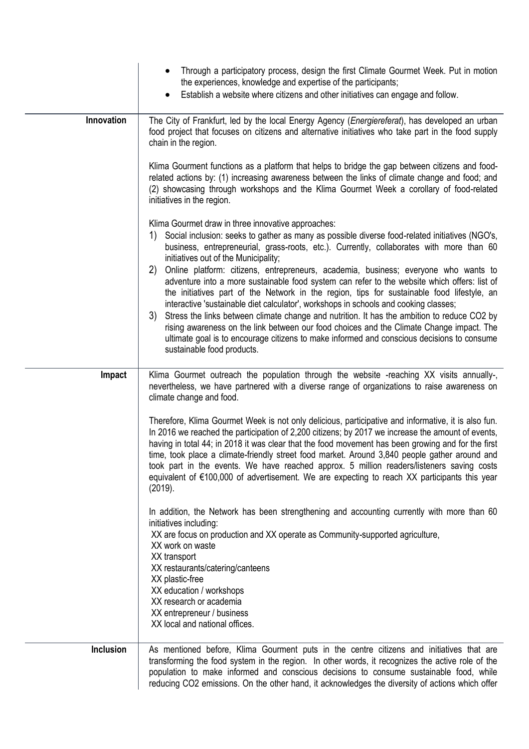| | |
|---|---|
| | • Through a participatory process, design the first Climate Gourmet Week. Put in motion the experiences, knowledge and expertise of the participants;<br>• Establish a website where citizens and other initiatives can engage and follow. |
| **Innovation** | The City of Frankfurt, led by the local Energy Agency (*Energiereferat*), has developed an urban food project that focuses on citizens and alternative initiatives who take part in the food supply chain in the region.<br><br>Klima Gourment functions as a platform that helps to bridge the gap between citizens and food-related actions by: (1) increasing awareness between the links of climate change and food; and (2) showcasing through workshops and the Klima Gourmet Week a corollary of food-related initiatives in the region.<br><br>Klima Gourmet draw in three innovative approaches:<br>1) Social inclusion: seeks to gather as many as possible diverse food-related initiatives (NGO's, business, entrepreneurial, grass-roots, etc.). Currently, collaborates with more than 60 initiatives out of the Municipality;<br>2) Online platform: citizens, entrepreneurs, academia, business; everyone who wants to adventure into a more sustainable food system can refer to the website which offers: list of the initiatives part of the Network in the region, tips for sustainable food lifestyle, an interactive 'sustainable diet calculator', workshops in schools and cooking classes;<br>3) Stress the links between climate change and nutrition. It has the ambition to reduce $CO_2$ by rising awareness on the link between our food choices and the Climate Change impact. The ultimate goal is to encourage citizens to make informed and conscious decisions to consume sustainable food products. |
| **Impact** | Klima Gourmet outreach the population through the website -reaching XX visits annually-, nevertheless, we have partnered with a diverse range of organizations to raise awareness on climate change and food.<br><br>Therefore, Klima Gourmet Week is not only delicious, participative and informative, it is also fun. In 2016 we reached the participation of 2,200 citizens; by 2017 we increase the amount of events, having in total 44; in 2018 it was clear that the food movement has been growing and for the first time, took place a climate-friendly street food market. Around 3,840 people gather around and took part in the events. We have reached approx. 5 million readers/listeners saving costs equivalent of €100,000 of advertisement. We are expecting to reach XX participants this year (2019).<br><br>In addition, the Network has been strengthening and accounting currently with more than 60 initiatives including:<br>XX are focus on production and XX operate as Community-supported agriculture,<br>XX work on waste<br>XX transport<br>XX restaurants/catering/canteens<br>XX plastic-free<br>XX education / workshops<br>XX research or academia<br>XX entrepreneur / business<br>XX local and national offices. |
| **Inclusion** | As mentioned before, Klima Gourment puts in the centre citizens and initiatives that are transforming the food system in the region. In other words, it recognizes the active role of the population to make informed and conscious decisions to consume sustainable food, while reducing $CO_2$ emissions. On the other hand, it acknowledges the diversity of actions which offer |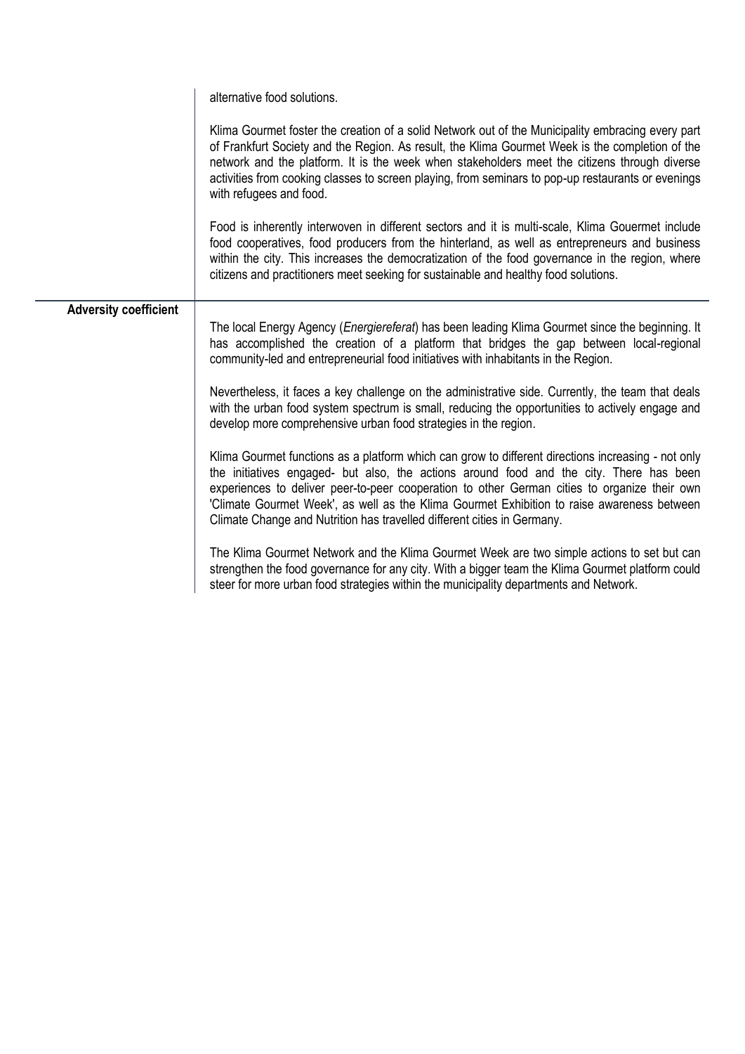| | |
|---|---|
| | alternative food solutions.<br><br>Klima Gourmet foster the creation of a solid Network out of the Municipality embracing every part of Frankfurt Society and the Region. As result, the Klima Gourmet Week is the completion of the network and the platform. It is the week when stakeholders meet the citizens through diverse activities from cooking classes to screen playing, from seminars to pop-up restaurants or evenings with refugees and food.<br><br>Food is inherently interwoven in different sectors and it is multi-scale, Klima Gouermet include food cooperatives, food producers from the hinterland, as well as entrepreneurs and business within the city. This increases the democratization of the food governance in the region, where citizens and practitioners meet seeking for sustainable and healthy food solutions. |
| **Adversity coefficient** | The local Energy Agency (*Energiereferat*) has been leading Klima Gourmet since the beginning. It has accomplished the creation of a platform that bridges the gap between local-regional community-led and entrepreneurial food initiatives with inhabitants in the Region.<br><br>Nevertheless, it faces a key challenge on the administrative side. Currently, the team that deals with the urban food system spectrum is small, reducing the opportunities to actively engage and develop more comprehensive urban food strategies in the region.<br><br>Klima Gourmet functions as a platform which can grow to different directions increasing - not only the initiatives engaged- but also, the actions around food and the city. There has been experiences to deliver peer-to-peer cooperation to other German cities to organize their own 'Climate Gourmet Week', as well as the Klima Gourmet Exhibition to raise awareness between Climate Change and Nutrition has travelled different cities in Germany.<br><br>The Klima Gourmet Network and the Klima Gourmet Week are two simple actions to set but can strengthen the food governance for any city. With a bigger team the Klima Gourmet platform could steer for more urban food strategies within the municipality departments and Network. |